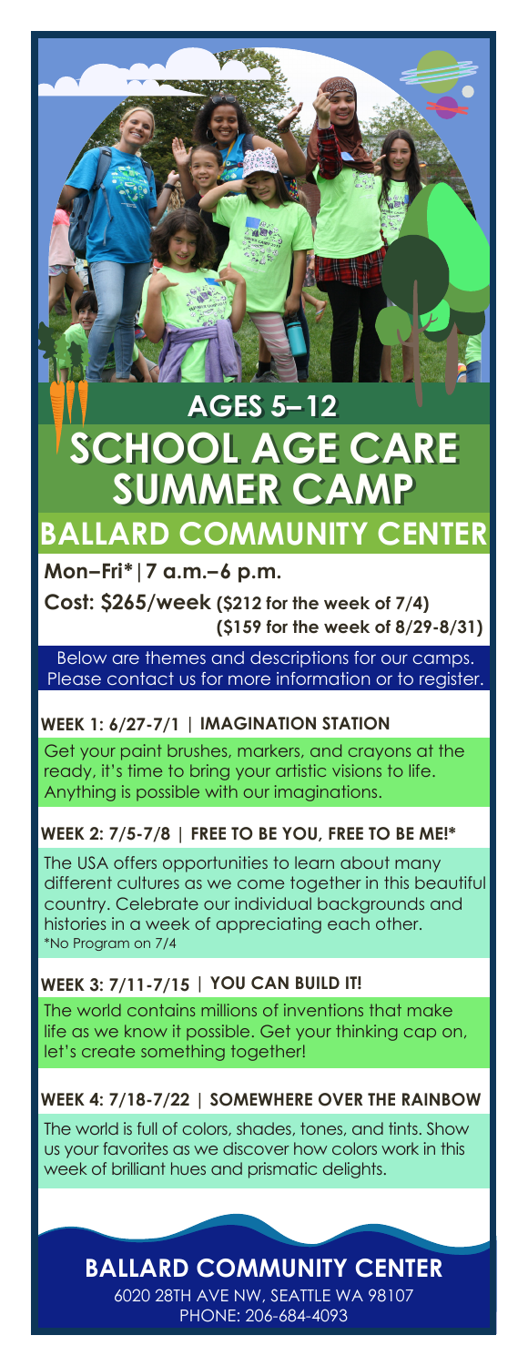## AGES 5–12

# SCHOOL AGE CARE SUMMER CAMP

## BALLARD COMMUNITY CENTER

**Mon–Fri*|7 a.m.–6 p.m.**

**Cost: $265/week (\$212 for the week of 7/4) (\$159 for the week of 8/29-8/31)**

Below are themes and descriptions for our camps. Please contact us for more information or to register.

### WEEK 1: 6/27-7/1 | IMAGINATION STATION

Get your paint brushes, markers, and crayons at the ready, it's time to bring your artistic visions to life. Anything is possible with our imaginations.

### WEEK 2: 7/5-7/8 | FREE TO BE YOU, FREE TO BE ME!*

The USA offers opportunities to learn about many different cultures as we come together in this beautiful country. Celebrate our individual backgrounds and histories in a week of appreciating each other.
*No Program on 7/4

### WEEK 3: 7/11-7/15 | YOU CAN BUILD IT!

The world contains millions of inventions that make life as we know it possible. Get your thinking cap on, let's create something together!

### WEEK 4: 7/18-7/22 | SOMEWHERE OVER THE RAINBOW

The world is full of colors, shades, tones, and tints. Show us your favorites as we discover how colors work in this week of brilliant hues and prismatic delights.

**BALLARD COMMUNITY CENTER**
6020 28TH AVE NW, SEATTLE WA 98107
PHONE: 206-684-4093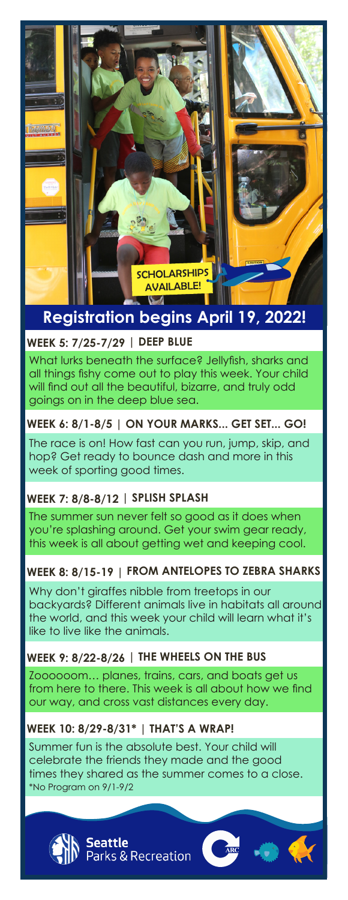SCHOLARSHIPS AVAILABLE!

## Registration begins April 19, 2022!

### WEEK 5: 7/25-7/29 | DEEP BLUE

What lurks beneath the surface? Jellyfish, sharks and all things fishy come out to play this week. Your child will find out all the beautiful, bizarre, and truly odd goings on in the deep blue sea.

### WEEK 6: 8/1-8/5 | ON YOUR MARKS... GET SET... GO!

The race is on! How fast can you run, jump, skip, and hop? Get ready to bounce dash and more in this week of sporting good times.

### WEEK 7: 8/8-8/12 | SPLISH SPLASH

The summer sun never felt so good as it does when you're splashing around. Get your swim gear ready, this week is all about getting wet and keeping cool.

### WEEK 8: 8/15-19 | FROM ANTELOPES TO ZEBRA SHARKS

Why don't giraffes nibble from treetops in our backyards? Different animals live in habitats all around the world, and this week your child will learn what it's like to live like the animals.

### WEEK 9: 8/22-8/26 | THE WHEELS ON THE BUS

Zoooooom… planes, trains, cars, and boats get us from here to there. This week is all about how we find our way, and cross vast distances every day.

### WEEK 10: 8/29-8/31* | THAT'S A WRAP!

Summer fun is the absolute best. Your child will celebrate the friends they made and the good times they shared as the summer comes to a close.

*No Program on 9/1-9/2

Seattle Parks & Recreation

ARC